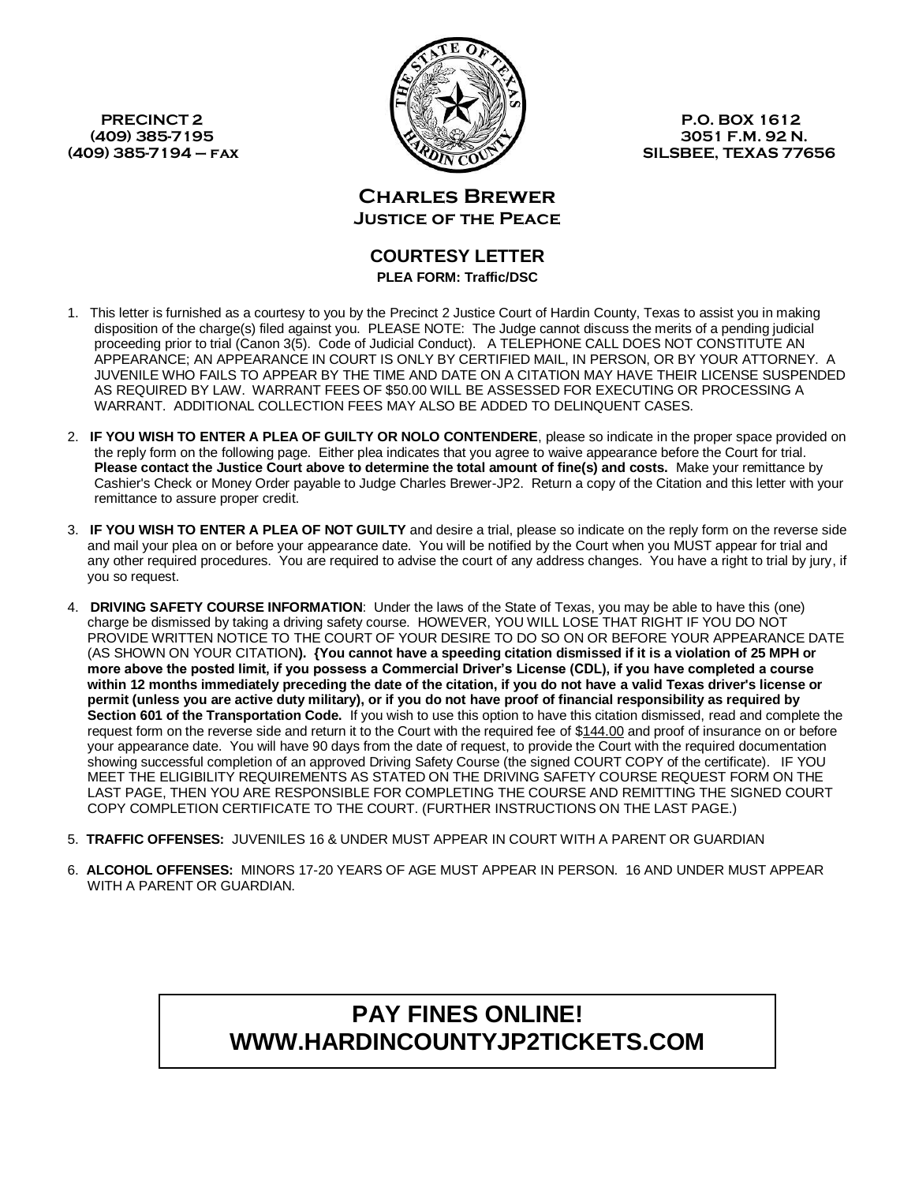PRECINCT 2
(409) 385-7195
(409) 385-7194 – FAX

P.O. BOX 1612
3051 F.M. 92 N.
SILSBEE, TEXAS 77656

# Charles Brewer
## Justice of the Peace

## COURTESY LETTER
**PLEA FORM: Traffic/DSC**

1. This letter is furnished as a courtesy to you by the Precinct 2 Justice Court of Hardin County, Texas to assist you in making disposition of the charge(s) filed against you. PLEASE NOTE: The Judge cannot discuss the merits of a pending judicial proceeding prior to trial (Canon 3(5). Code of Judicial Conduct). A TELEPHONE CALL DOES NOT CONSTITUTE AN APPEARANCE; AN APPEARANCE IN COURT IS ONLY BY CERTIFIED MAIL, IN PERSON, OR BY YOUR ATTORNEY. A JUVENILE WHO FAILS TO APPEAR BY THE TIME AND DATE ON A CITATION MAY HAVE THEIR LICENSE SUSPENDED AS REQUIRED BY LAW. WARRANT FEES OF $50.00 WILL BE ASSESSED FOR EXECUTING OR PROCESSING A WARRANT. ADDITIONAL COLLECTION FEES MAY ALSO BE ADDED TO DELINQUENT CASES.

2. **IF YOU WISH TO ENTER A PLEA OF GUILTY OR NOLO CONTENDERE**, please so indicate in the proper space provided on the reply form on the following page. Either plea indicates that you agree to waive appearance before the Court for trial. **Please contact the Justice Court above to determine the total amount of fine(s) and costs.** Make your remittance by Cashier's Check or Money Order payable to Judge Charles Brewer-JP2. Return a copy of the Citation and this letter with your remittance to assure proper credit.

3. **IF YOU WISH TO ENTER A PLEA OF NOT GUILTY** and desire a trial, please so indicate on the reply form on the reverse side and mail your plea on or before your appearance date. You will be notified by the Court when you MUST appear for trial and any other required procedures. You are required to advise the court of any address changes. You have a right to trial by jury, if you so request.

4. **DRIVING SAFETY COURSE INFORMATION**: Under the laws of the State of Texas, you may be able to have this (one) charge be dismissed by taking a driving safety course. HOWEVER, YOU WILL LOSE THAT RIGHT IF YOU DO NOT PROVIDE WRITTEN NOTICE TO THE COURT OF YOUR DESIRE TO DO SO ON OR BEFORE YOUR APPEARANCE DATE (AS SHOWN ON YOUR CITATION**). {You cannot have a speeding citation dismissed if it is a violation of 25 MPH or more above the posted limit, if you possess a Commercial Driver's License (CDL), if you have completed a course within 12 months immediately preceding the date of the citation, if you do not have a valid Texas driver's license or permit (unless you are active duty military), or if you do not have proof of financial responsibility as required by Section 601 of the Transportation Code.** If you wish to use this option to have this citation dismissed, read and complete the request form on the reverse side and return it to the Court with the required fee of $144.00 and proof of insurance on or before your appearance date. You will have 90 days from the date of request, to provide the Court with the required documentation showing successful completion of an approved Driving Safety Course (the signed COURT COPY of the certificate). IF YOU MEET THE ELIGIBILITY REQUIREMENTS AS STATED ON THE DRIVING SAFETY COURSE REQUEST FORM ON THE LAST PAGE, THEN YOU ARE RESPONSIBLE FOR COMPLETING THE COURSE AND REMITTING THE SIGNED COURT COPY COMPLETION CERTIFICATE TO THE COURT. (FURTHER INSTRUCTIONS ON THE LAST PAGE.)

5. **TRAFFIC OFFENSES:** JUVENILES 16 & UNDER MUST APPEAR IN COURT WITH A PARENT OR GUARDIAN

6. **ALCOHOL OFFENSES:** MINORS 17-20 YEARS OF AGE MUST APPEAR IN PERSON. 16 AND UNDER MUST APPEAR WITH A PARENT OR GUARDIAN.

**PAY FINES ONLINE!**
**WWW.HARDINCOUNTYJP2TICKETS.COM**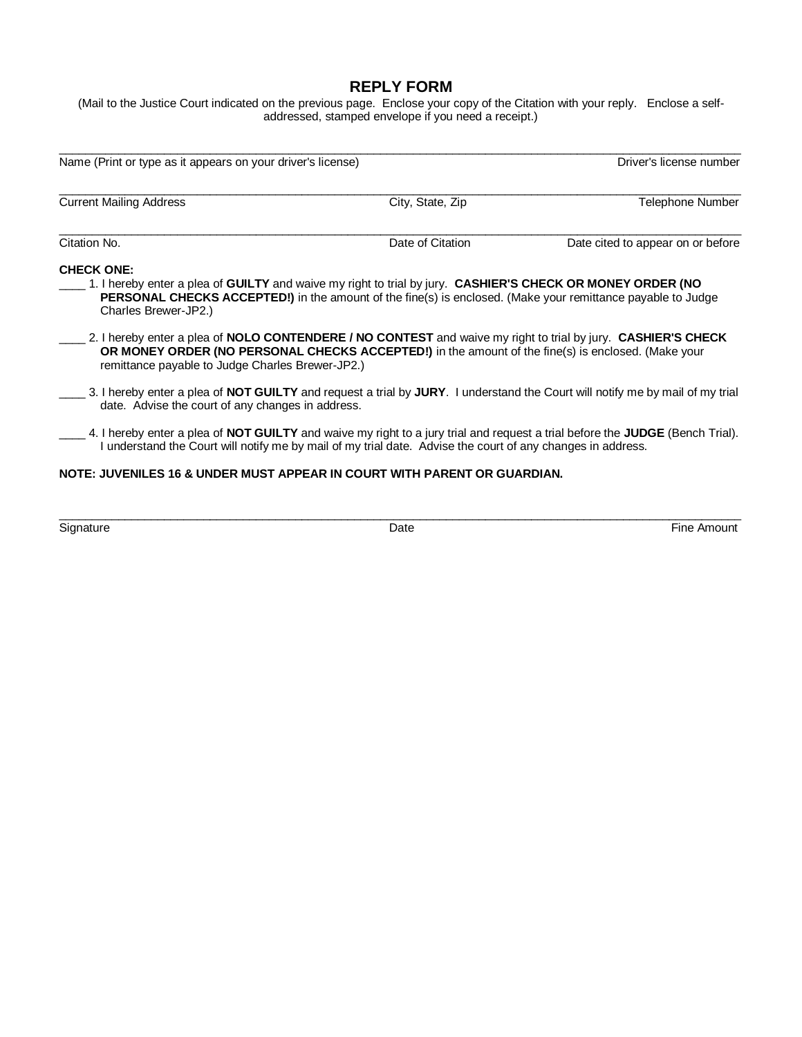## REPLY FORM

(Mail to the Justice Court indicated on the previous page. Enclose your copy of the Citation with your reply. Enclose a self-addressed, stamped envelope if you need a receipt.)

\_\_\_\_\_\_\_\_\_\_\_\_\_\_\_\_\_\_\_\_\_\_\_\_\_\_\_\_\_\_\_\_\_\_\_\_\_\_\_\_\_\_\_\_\_\_\_\_\_\_\_\_\_\_\_\_\_\_\_\_\_\_\_\_\_\_\_\_\_\_\_\_\_\_\_\_

Name (Print or type as it appears on your driver's license) | Driver's license number

\_\_\_\_\_\_\_\_\_\_\_\_\_\_\_\_\_\_\_\_\_\_\_\_\_\_\_\_\_\_\_\_\_\_\_\_\_\_\_\_\_\_\_\_\_\_\_\_\_\_\_\_\_\_\_\_\_\_\_\_\_\_\_\_\_\_\_\_\_\_\_\_\_\_\_\_

Current Mailing Address | City, State, Zip | Telephone Number

\_\_\_\_\_\_\_\_\_\_\_\_\_\_\_\_\_\_\_\_\_\_\_\_\_\_\_\_\_\_\_\_\_\_\_\_\_\_\_\_\_\_\_\_\_\_\_\_\_\_\_\_\_\_\_\_\_\_\_\_\_\_\_\_\_\_\_\_\_\_\_\_\_\_\_\_

Citation No. | Date of Citation | Date cited to appear on or before

**CHECK ONE:**

\_\_\_\_ 1. I hereby enter a plea of **GUILTY** and waive my right to trial by jury. **CASHIER'S CHECK OR MONEY ORDER (NO PERSONAL CHECKS ACCEPTED!)** in the amount of the fine(s) is enclosed. (Make your remittance payable to Judge Charles Brewer-JP2.)

\_\_\_\_ 2. I hereby enter a plea of **NOLO CONTENDERE / NO CONTEST** and waive my right to trial by jury. **CASHIER'S CHECK OR MONEY ORDER (NO PERSONAL CHECKS ACCEPTED!)** in the amount of the fine(s) is enclosed. (Make your remittance payable to Judge Charles Brewer-JP2.)

\_\_\_\_ 3. I hereby enter a plea of **NOT GUILTY** and request a trial by **JURY**. I understand the Court will notify me by mail of my trial date. Advise the court of any changes in address.

\_\_\_\_ 4. I hereby enter a plea of **NOT GUILTY** and waive my right to a jury trial and request a trial before the **JUDGE** (Bench Trial). I understand the Court will notify me by mail of my trial date. Advise the court of any changes in address.

**NOTE: JUVENILES 16 & UNDER MUST APPEAR IN COURT WITH PARENT OR GUARDIAN.**

\_\_\_\_\_\_\_\_\_\_\_\_\_\_\_\_\_\_\_\_\_\_\_\_\_\_\_\_\_\_\_\_\_\_\_\_\_\_\_\_\_\_\_\_\_\_\_\_\_\_\_\_\_\_\_\_\_\_\_\_\_\_\_\_\_\_\_\_\_\_\_\_\_\_\_\_

Signature | Date | Fine Amount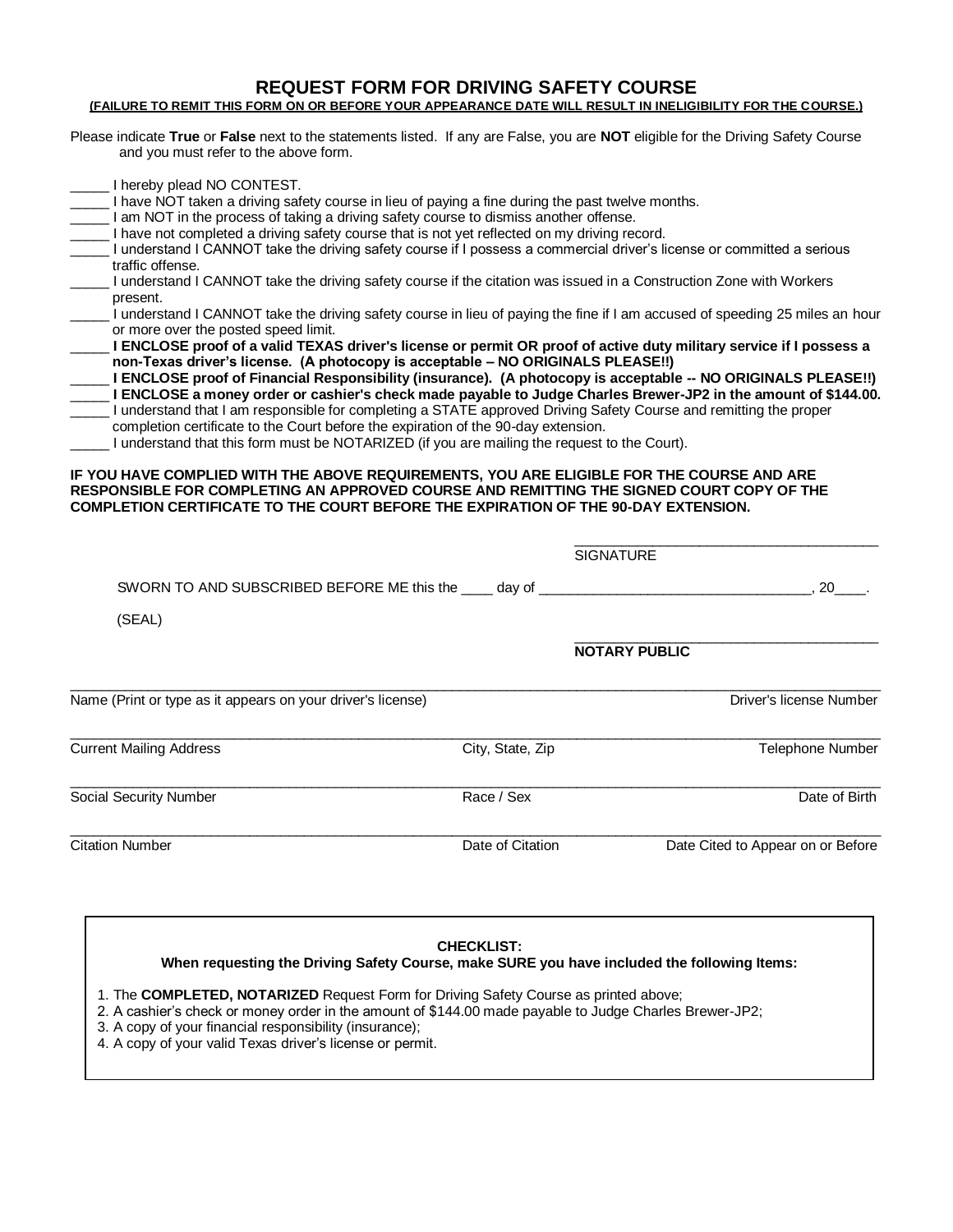# REQUEST FORM FOR DRIVING SAFETY COURSE

**(FAILURE TO REMIT THIS FORM ON OR BEFORE YOUR APPEARANCE DATE WILL RESULT IN INELIGIBILITY FOR THE COURSE.)**

Please indicate **True** or **False** next to the statements listed. If any are False, you are **NOT** eligible for the Driving Safety Course and you must refer to the above form.

_____ I hereby plead NO CONTEST.
_____ I have NOT taken a driving safety course in lieu of paying a fine during the past twelve months.
_____ I am NOT in the process of taking a driving safety course to dismiss another offense.
_____ I have not completed a driving safety course that is not yet reflected on my driving record.
_____ I understand I CANNOT take the driving safety course if I possess a commercial driver's license or committed a serious traffic offense.
_____ I understand I CANNOT take the driving safety course if the citation was issued in a Construction Zone with Workers present.
_____ I understand I CANNOT take the driving safety course in lieu of paying the fine if I am accused of speeding 25 miles an hour or more over the posted speed limit.
_____ **I ENCLOSE proof of a valid TEXAS driver's license or permit OR proof of active duty military service if I possess a non-Texas driver's license. (A photocopy is acceptable – NO ORIGINALS PLEASE!!)**
_____ **I ENCLOSE proof of Financial Responsibility (insurance). (A photocopy is acceptable -- NO ORIGINALS PLEASE!!)**
_____ **I ENCLOSE a money order or cashier's check made payable to Judge Charles Brewer-JP2 in the amount of $144.00.**
_____ I understand that I am responsible for completing a STATE approved Driving Safety Course and remitting the proper completion certificate to the Court before the expiration of the 90-day extension.
_____ I understand that this form must be NOTARIZED (if you are mailing the request to the Court).

**IF YOU HAVE COMPLIED WITH THE ABOVE REQUIREMENTS, YOU ARE ELIGIBLE FOR THE COURSE AND ARE RESPONSIBLE FOR COMPLETING AN APPROVED COURSE AND REMITTING THE SIGNED COURT COPY OF THE COMPLETION CERTIFICATE TO THE COURT BEFORE THE EXPIRATION OF THE 90-DAY EXTENSION.**

_______________________________________
SIGNATURE

SWORN TO AND SUBSCRIBED BEFORE ME this the ____ day of __________________________________, 20____.

(SEAL)

_______________________________________
**NOTARY PUBLIC**

_______________________________________________________________________________
Name (Print or type as it appears on your driver's license) — Driver's license Number

_______________________________________________________________________________
Current Mailing Address — City, State, Zip — Telephone Number

_______________________________________________________________________________
Social Security Number — Race / Sex — Date of Birth

_______________________________________________________________________________
Citation Number — Date of Citation — Date Cited to Appear on or Before

**CHECKLIST:**
**When requesting the Driving Safety Course, make SURE you have included the following Items:**

1. The **COMPLETED, NOTARIZED** Request Form for Driving Safety Course as printed above;
2. A cashier's check or money order in the amount of $144.00 made payable to Judge Charles Brewer-JP2;
3. A copy of your financial responsibility (insurance);
4. A copy of your valid Texas driver's license or permit.